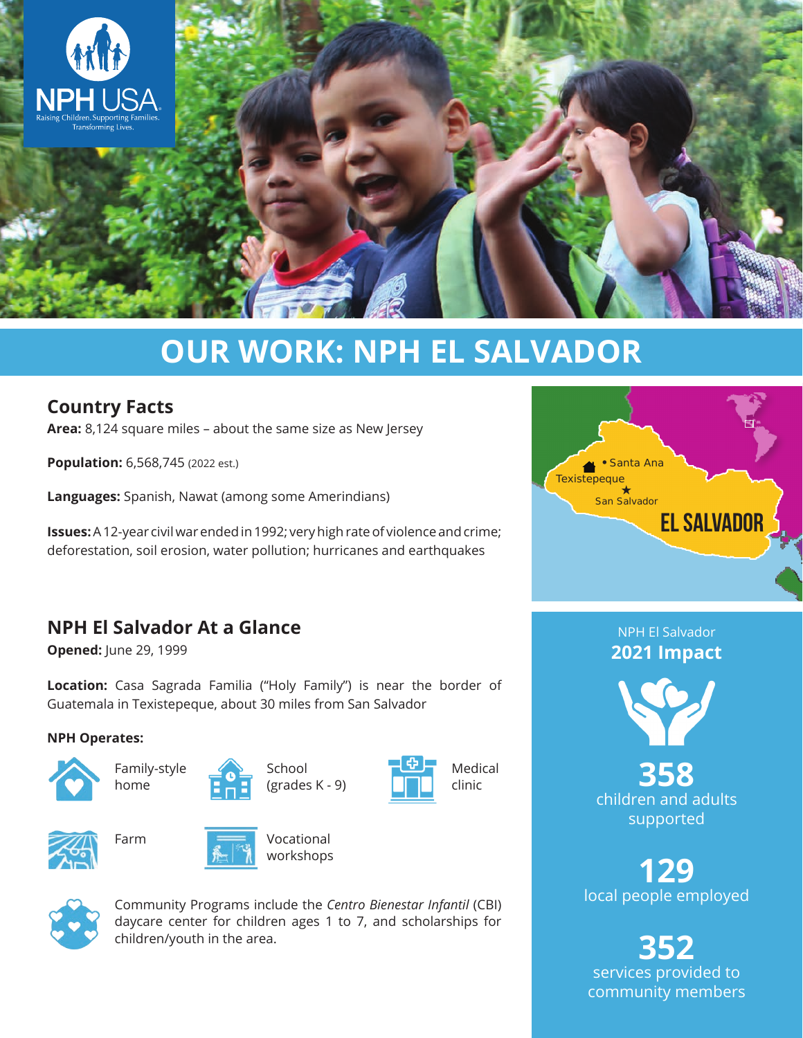# OUR WORK: NPH EL SALVADOR

## Country Facts

**Area:** 8,124 square miles – about the same size as New Jersey

**Population:** 6,568,745 (2022 est.)

**Languages:** Spanish, Nawat (among some Amerindians)

**Issues:** A 12-year civil war ended in 1992; very high rate of violence and crime; deforestation, soil erosion, water pollution; hurricanes and earthquakes

## NPH El Salvador At a Glance

**Opened:** June 29, 1999

**Location:** Casa Sagrada Familia ("Holy Family") is near the border of Guatemala in Texistepeque, about 30 miles from San Salvador

**NPH Operates:**

- Family-style home
- School (grades K - 9)
- Medical clinic
- Farm
- Vocational workshops

Community Programs include the *Centro Bienestar Infantil* (CBI) daycare center for children ages 1 to 7, and scholarships for children/youth in the area.

NPH El Salvador
**2021 Impact**

**358** children and adults supported

**129** local people employed

**352** services provided to community members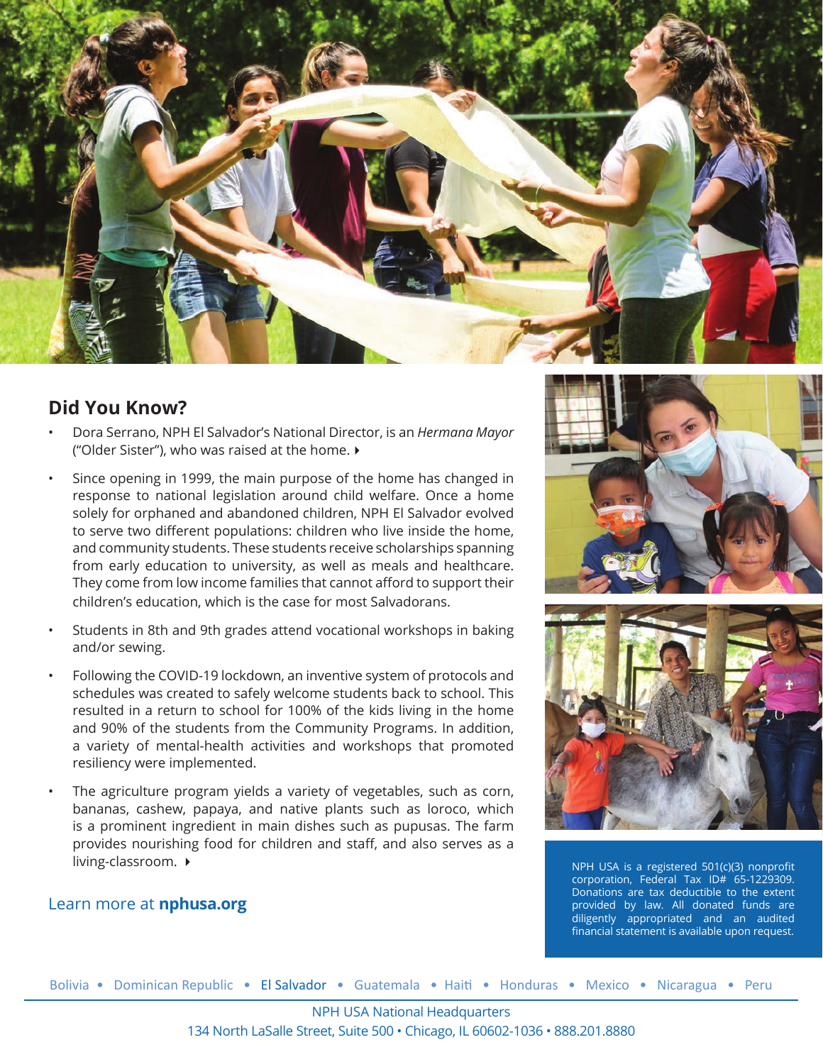## Did You Know?

- Dora Serrano, NPH El Salvador's National Director, is an *Hermana Mayor* ("Older Sister"), who was raised at the home. ▸
- Since opening in 1999, the main purpose of the home has changed in response to national legislation around child welfare. Once a home solely for orphaned and abandoned children, NPH El Salvador evolved to serve two different populations: children who live inside the home, and community students. These students receive scholarships spanning from early education to university, as well as meals and healthcare. They come from low income families that cannot afford to support their children's education, which is the case for most Salvadorans.
- Students in 8th and 9th grades attend vocational workshops in baking and/or sewing.
- Following the COVID-19 lockdown, an inventive system of protocols and schedules was created to safely welcome students back to school. This resulted in a return to school for 100% of the kids living in the home and 90% of the students from the Community Programs. In addition, a variety of mental-health activities and workshops that promoted resiliency were implemented.
- The agriculture program yields a variety of vegetables, such as corn, bananas, cashew, papaya, and native plants such as loroco, which is a prominent ingredient in main dishes such as pupusas. The farm provides nourishing food for children and staff, and also serves as a living-classroom. ▸

Learn more at **nphusa.org**

NPH USA is a registered 501(c)(3) nonprofit corporation, Federal Tax ID# 65-1229309. Donations are tax deductible to the extent provided by law. All donated funds are diligently appropriated and an audited financial statement is available upon request.

Bolivia • Dominican Republic • El Salvador • Guatemala • Haiti • Honduras • Mexico • Nicaragua • Peru

NPH USA National Headquarters
134 North LaSalle Street, Suite 500 • Chicago, IL 60602-1036 • 888.201.8880